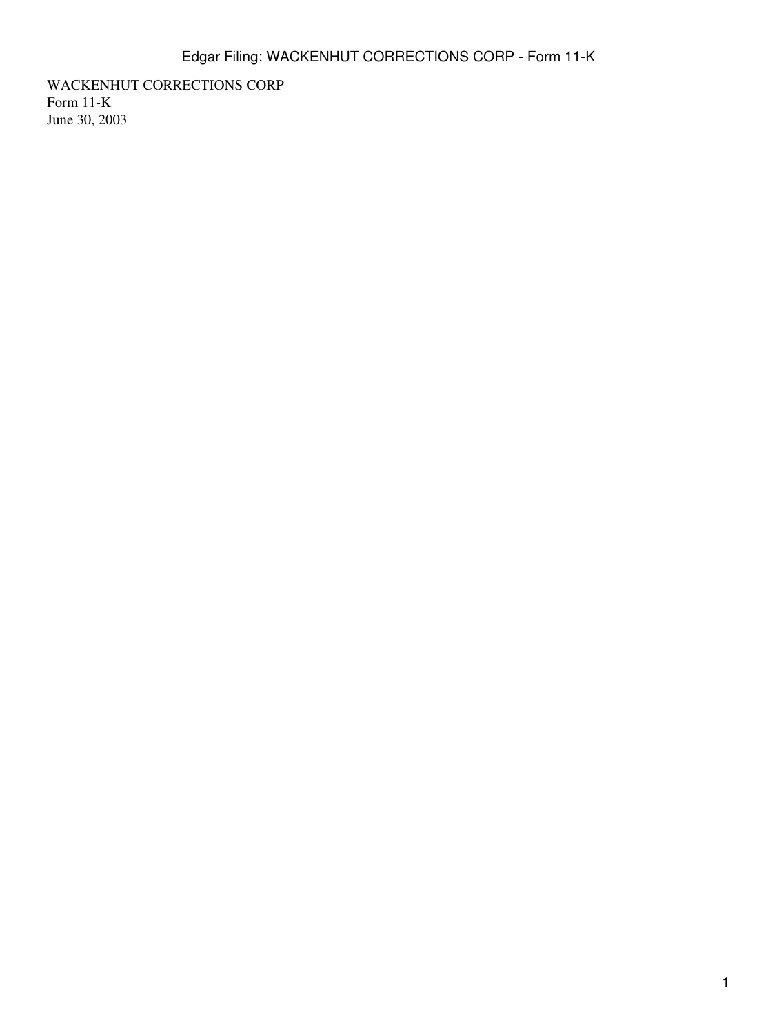WACKENHUT CORRECTIONS CORP
Form 11-K
June 30, 2003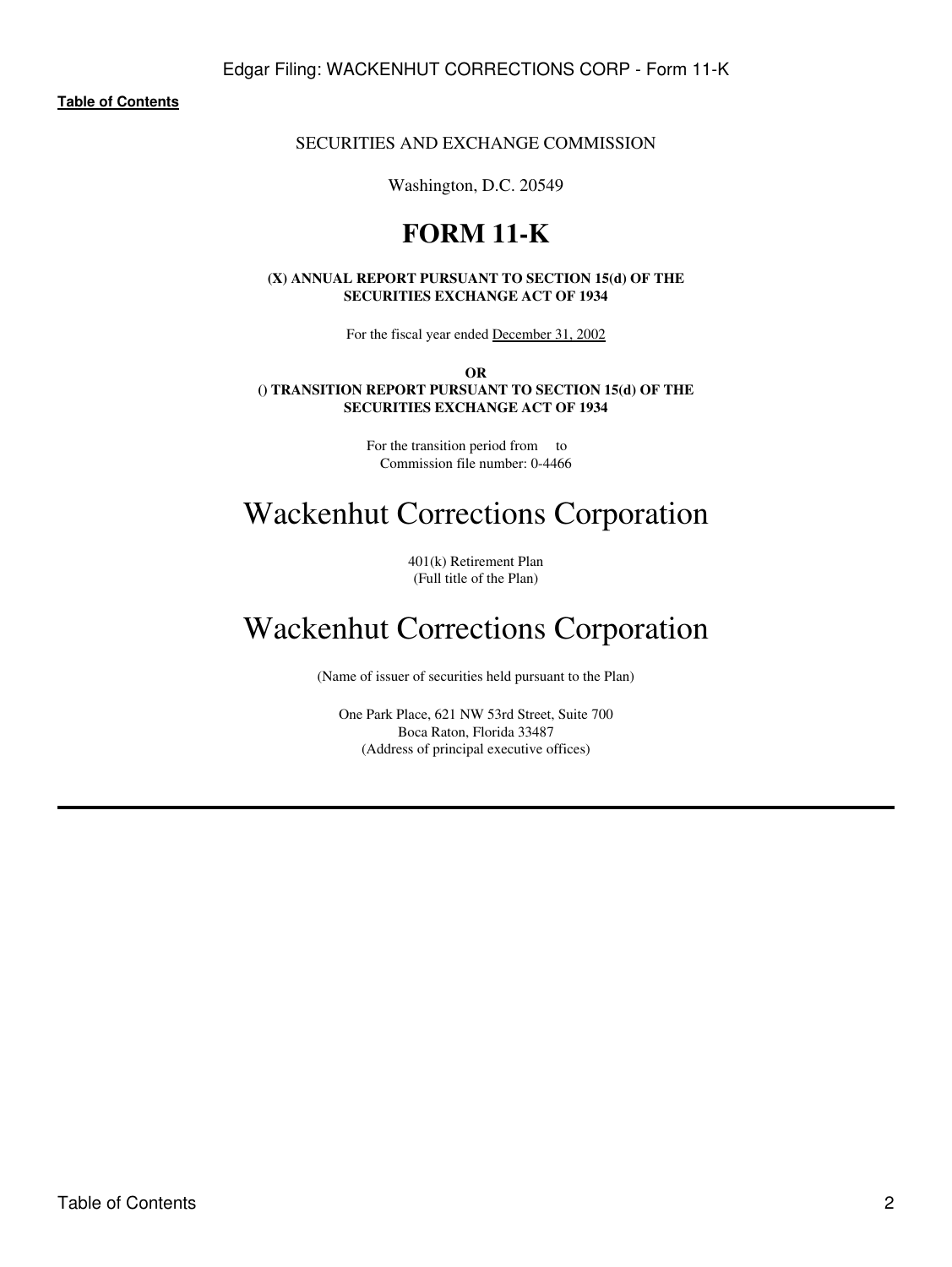SECURITIES AND EXCHANGE COMMISSION

Washington, D.C. 20549

# FORM 11-K

**(X) ANNUAL REPORT PURSUANT TO SECTION 15(d) OF THE SECURITIES EXCHANGE ACT OF 1934**

For the fiscal year ended December 31, 2002

**OR**

**() TRANSITION REPORT PURSUANT TO SECTION 15(d) OF THE SECURITIES EXCHANGE ACT OF 1934**

For the transition period from to
Commission file number: 0-4466

# Wackenhut Corrections Corporation

401(k) Retirement Plan
(Full title of the Plan)

# Wackenhut Corrections Corporation

(Name of issuer of securities held pursuant to the Plan)

One Park Place, 621 NW 53rd Street, Suite 700
Boca Raton, Florida 33487
(Address of principal executive offices)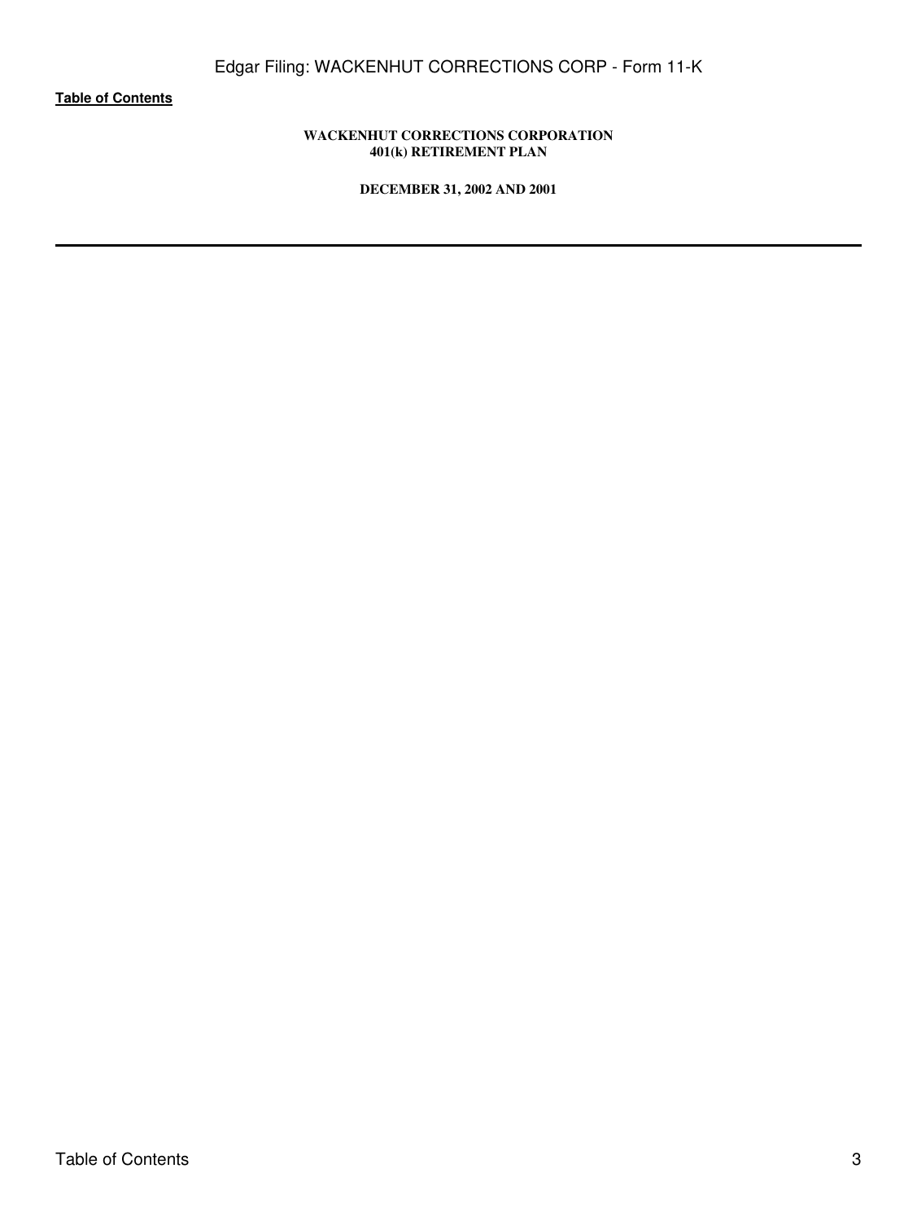**WACKENHUT CORRECTIONS CORPORATION**
**401(k) RETIREMENT PLAN**

**DECEMBER 31, 2002 AND 2001**

---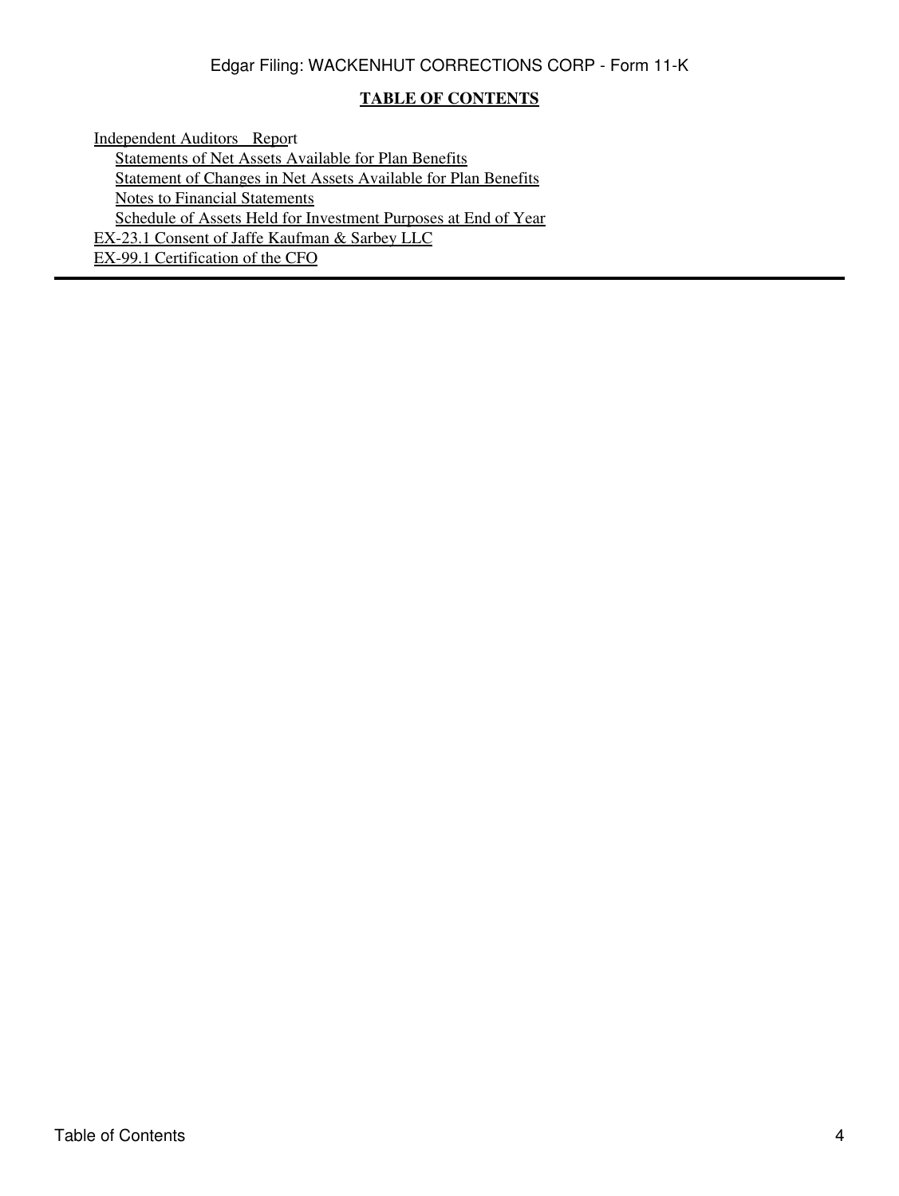**TABLE OF CONTENTS**

Independent Auditors Report
- Statements of Net Assets Available for Plan Benefits
- Statement of Changes in Net Assets Available for Plan Benefits
- Notes to Financial Statements
- Schedule of Assets Held for Investment Purposes at End of Year

EX-23.1 Consent of Jaffe Kaufman & Sarbey LLC

EX-99.1 Certification of the CFO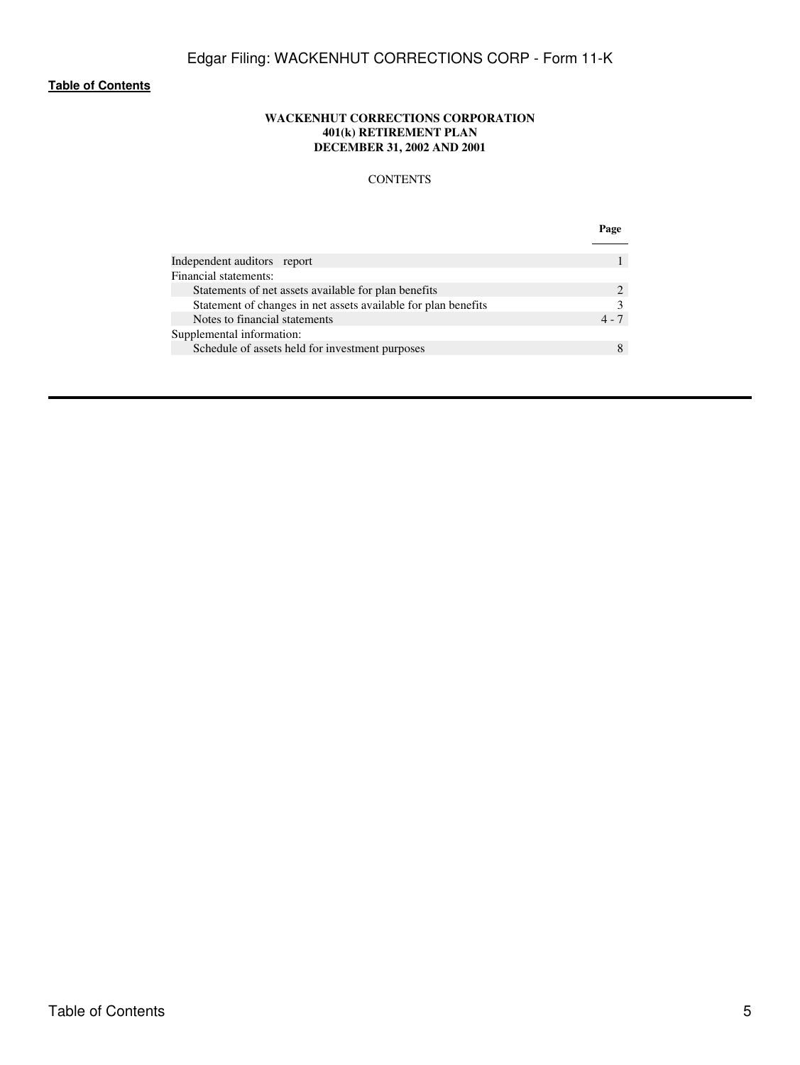[Table of Contents]

**WACKENHUT CORRECTIONS CORPORATION**
**401(k) RETIREMENT PLAN**
**DECEMBER 31, 2002 AND 2001**

CONTENTS

| | Page |
|---|---|
| Independent auditors report | 1 |
| Financial statements: | |
| Statements of net assets available for plan benefits | 2 |
| Statement of changes in net assets available for plan benefits | 3 |
| Notes to financial statements | 4 - 7 |
| Supplemental information: | |
| Schedule of assets held for investment purposes | 8 |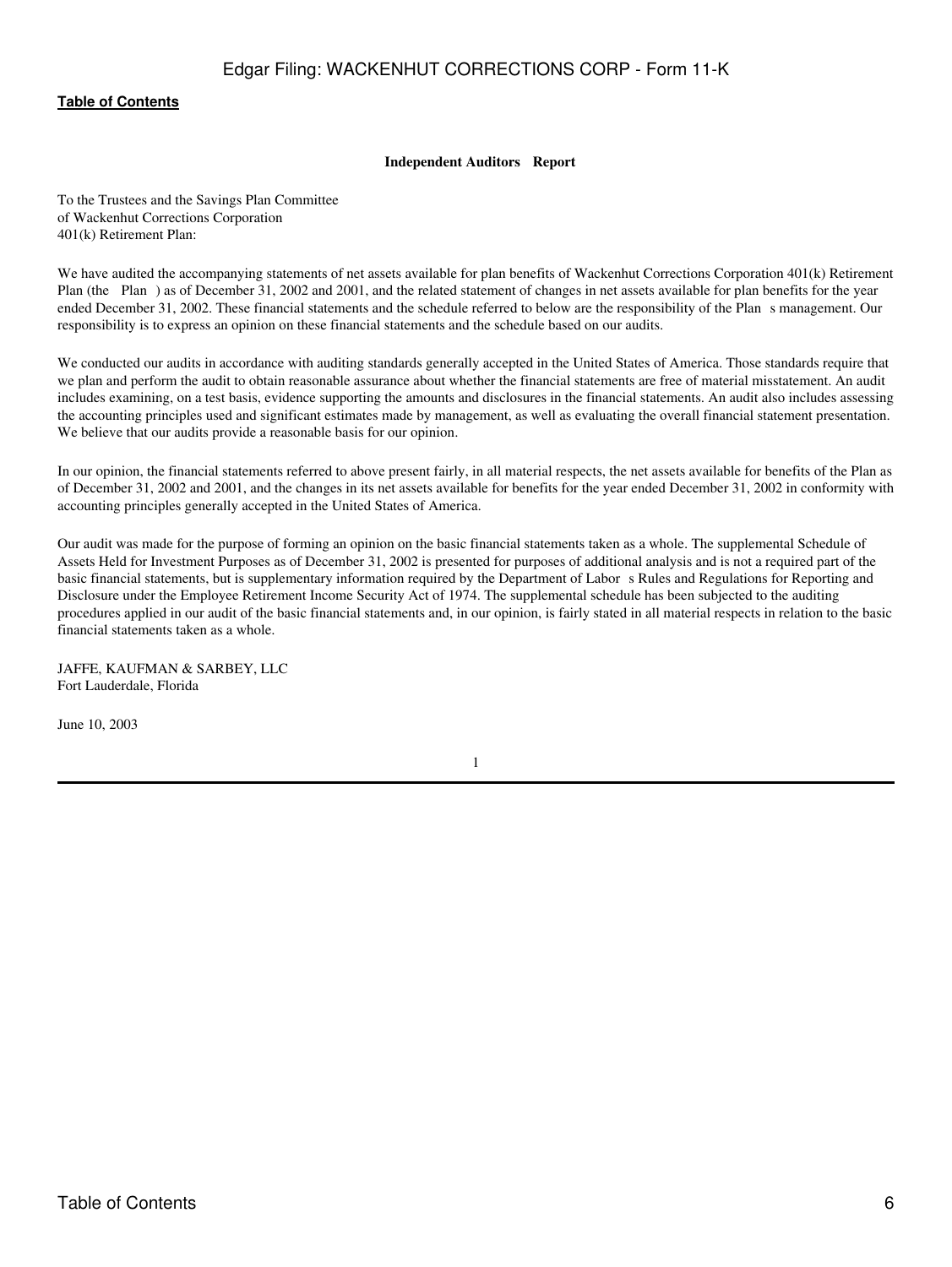**Independent Auditors Report**

To the Trustees and the Savings Plan Committee
of Wackenhut Corrections Corporation
401(k) Retirement Plan:

We have audited the accompanying statements of net assets available for plan benefits of Wackenhut Corrections Corporation 401(k) Retirement Plan (the Plan ) as of December 31, 2002 and 2001, and the related statement of changes in net assets available for plan benefits for the year ended December 31, 2002. These financial statements and the schedule referred to below are the responsibility of the Plan s management. Our responsibility is to express an opinion on these financial statements and the schedule based on our audits.

We conducted our audits in accordance with auditing standards generally accepted in the United States of America. Those standards require that we plan and perform the audit to obtain reasonable assurance about whether the financial statements are free of material misstatement. An audit includes examining, on a test basis, evidence supporting the amounts and disclosures in the financial statements. An audit also includes assessing the accounting principles used and significant estimates made by management, as well as evaluating the overall financial statement presentation. We believe that our audits provide a reasonable basis for our opinion.

In our opinion, the financial statements referred to above present fairly, in all material respects, the net assets available for benefits of the Plan as of December 31, 2002 and 2001, and the changes in its net assets available for benefits for the year ended December 31, 2002 in conformity with accounting principles generally accepted in the United States of America.

Our audit was made for the purpose of forming an opinion on the basic financial statements taken as a whole. The supplemental Schedule of Assets Held for Investment Purposes as of December 31, 2002 is presented for purposes of additional analysis and is not a required part of the basic financial statements, but is supplementary information required by the Department of Labor s Rules and Regulations for Reporting and Disclosure under the Employee Retirement Income Security Act of 1974. The supplemental schedule has been subjected to the auditing procedures applied in our audit of the basic financial statements and, in our opinion, is fairly stated in all material respects in relation to the basic financial statements taken as a whole.

JAFFE, KAUFMAN & SARBEY, LLC
Fort Lauderdale, Florida

June 10, 2003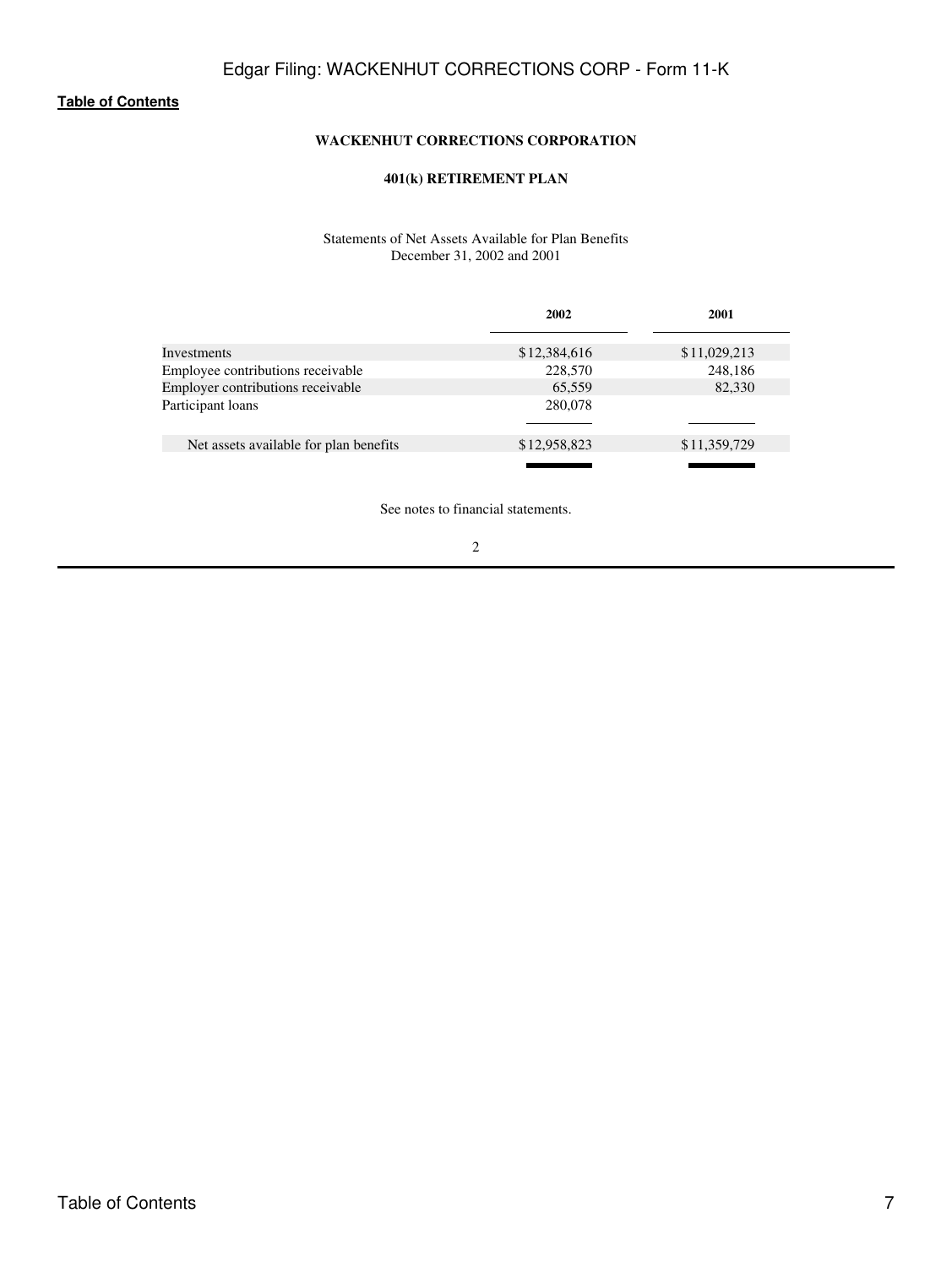[Table of Contents](#)

**WACKENHUT CORRECTIONS CORPORATION**

**401(k) RETIREMENT PLAN**

Statements of Net Assets Available for Plan Benefits
December 31, 2002 and 2001

| | 2002 | 2001 |
|---|---|---|
| Investments | $12,384,616 | $11,029,213 |
| Employee contributions receivable | 228,570 | 248,186 |
| Employer contributions receivable | 65,559 | 82,330 |
| Participant loans | 280,078 | |
| Net assets available for plan benefits | $12,958,823 | $11,359,729 |

See notes to financial statements.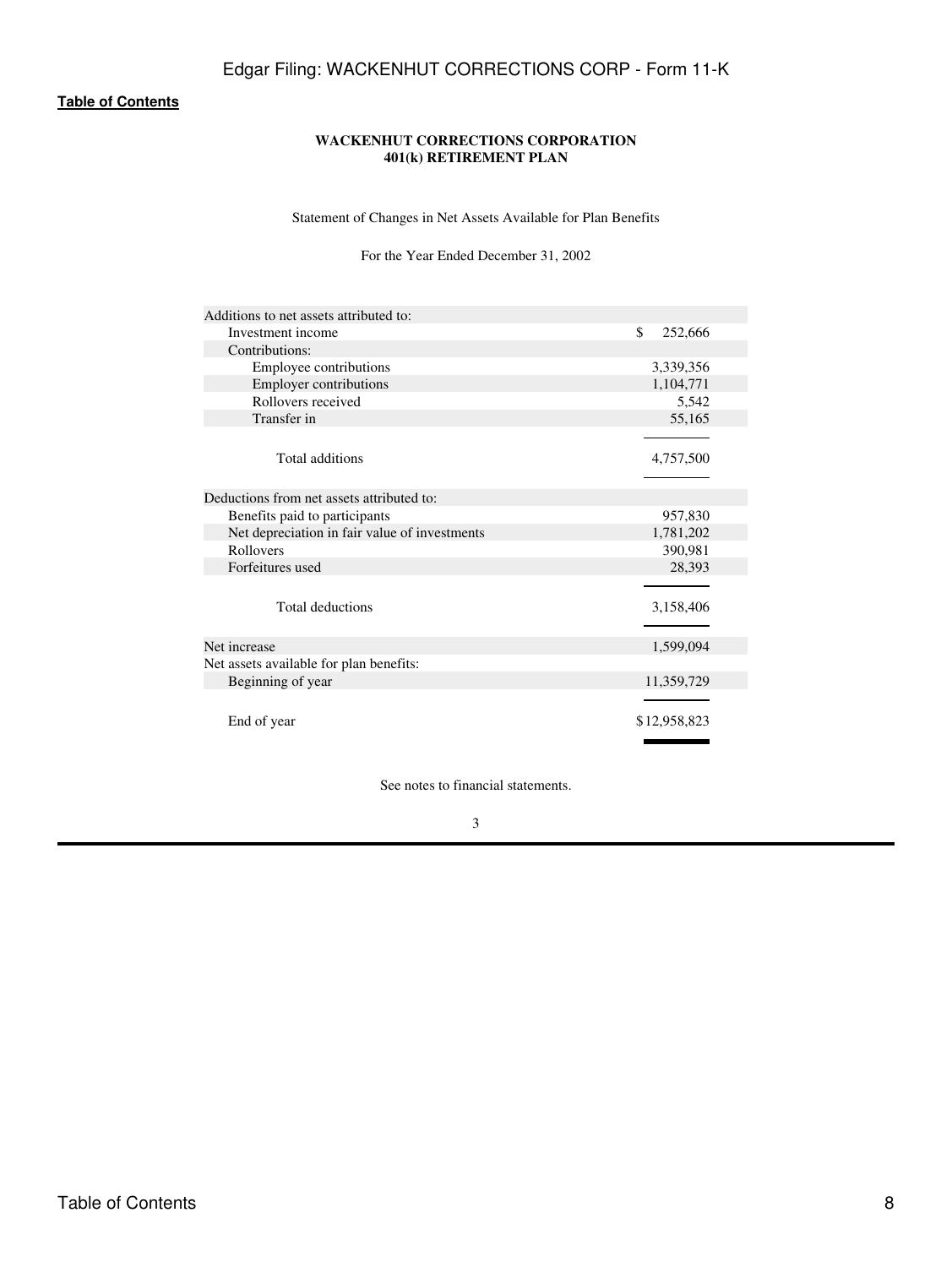**Table of Contents**

**WACKENHUT CORRECTIONS CORPORATION**
**401(k) RETIREMENT PLAN**

Statement of Changes in Net Assets Available for Plan Benefits

For the Year Ended December 31, 2002

| | |
|---|---|
| Additions to net assets attributed to: | |
| Investment income | $ 252,666 |
| Contributions: | |
| Employee contributions | 3,339,356 |
| Employer contributions | 1,104,771 |
| Rollovers received | 5,542 |
| Transfer in | 55,165 |
| Total additions | 4,757,500 |
| Deductions from net assets attributed to: | |
| Benefits paid to participants | 957,830 |
| Net depreciation in fair value of investments | 1,781,202 |
| Rollovers | 390,981 |
| Forfeitures used | 28,393 |
| Total deductions | 3,158,406 |
| Net increase | 1,599,094 |
| Net assets available for plan benefits: | |
| Beginning of year | 11,359,729 |
| End of year | $12,958,823 |

See notes to financial statements.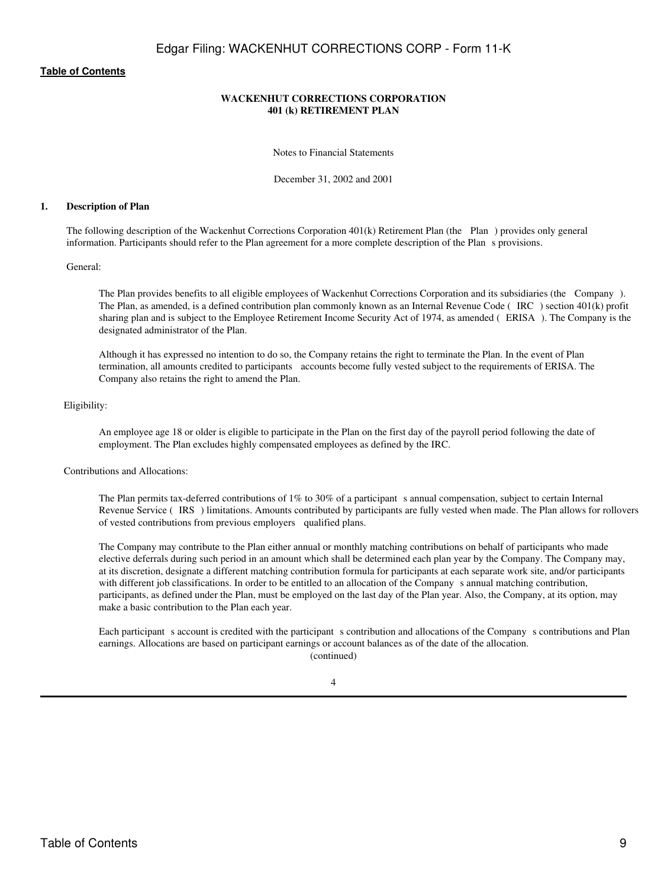**WACKENHUT CORRECTIONS CORPORATION**
**401 (k) RETIREMENT PLAN**

Notes to Financial Statements

December 31, 2002 and 2001

**1. Description of Plan**

The following description of the Wackenhut Corrections Corporation 401(k) Retirement Plan (the Plan) provides only general information. Participants should refer to the Plan agreement for a more complete description of the Plan s provisions.

General:

The Plan provides benefits to all eligible employees of Wackenhut Corrections Corporation and its subsidiaries (the Company). The Plan, as amended, is a defined contribution plan commonly known as an Internal Revenue Code (IRC) section 401(k) profit sharing plan and is subject to the Employee Retirement Income Security Act of 1974, as amended (ERISA). The Company is the designated administrator of the Plan.

Although it has expressed no intention to do so, the Company retains the right to terminate the Plan. In the event of Plan termination, all amounts credited to participants accounts become fully vested subject to the requirements of ERISA. The Company also retains the right to amend the Plan.

Eligibility:

An employee age 18 or older is eligible to participate in the Plan on the first day of the payroll period following the date of employment. The Plan excludes highly compensated employees as defined by the IRC.

Contributions and Allocations:

The Plan permits tax-deferred contributions of 1% to 30% of a participant s annual compensation, subject to certain Internal Revenue Service (IRS) limitations. Amounts contributed by participants are fully vested when made. The Plan allows for rollovers of vested contributions from previous employers qualified plans.

The Company may contribute to the Plan either annual or monthly matching contributions on behalf of participants who made elective deferrals during such period in an amount which shall be determined each plan year by the Company. The Company may, at its discretion, designate a different matching contribution formula for participants at each separate work site, and/or participants with different job classifications. In order to be entitled to an allocation of the Company s annual matching contribution, participants, as defined under the Plan, must be employed on the last day of the Plan year. Also, the Company, at its option, may make a basic contribution to the Plan each year.

Each participant s account is credited with the participant s contribution and allocations of the Company s contributions and Plan earnings. Allocations are based on participant earnings or account balances as of the date of the allocation.

(continued)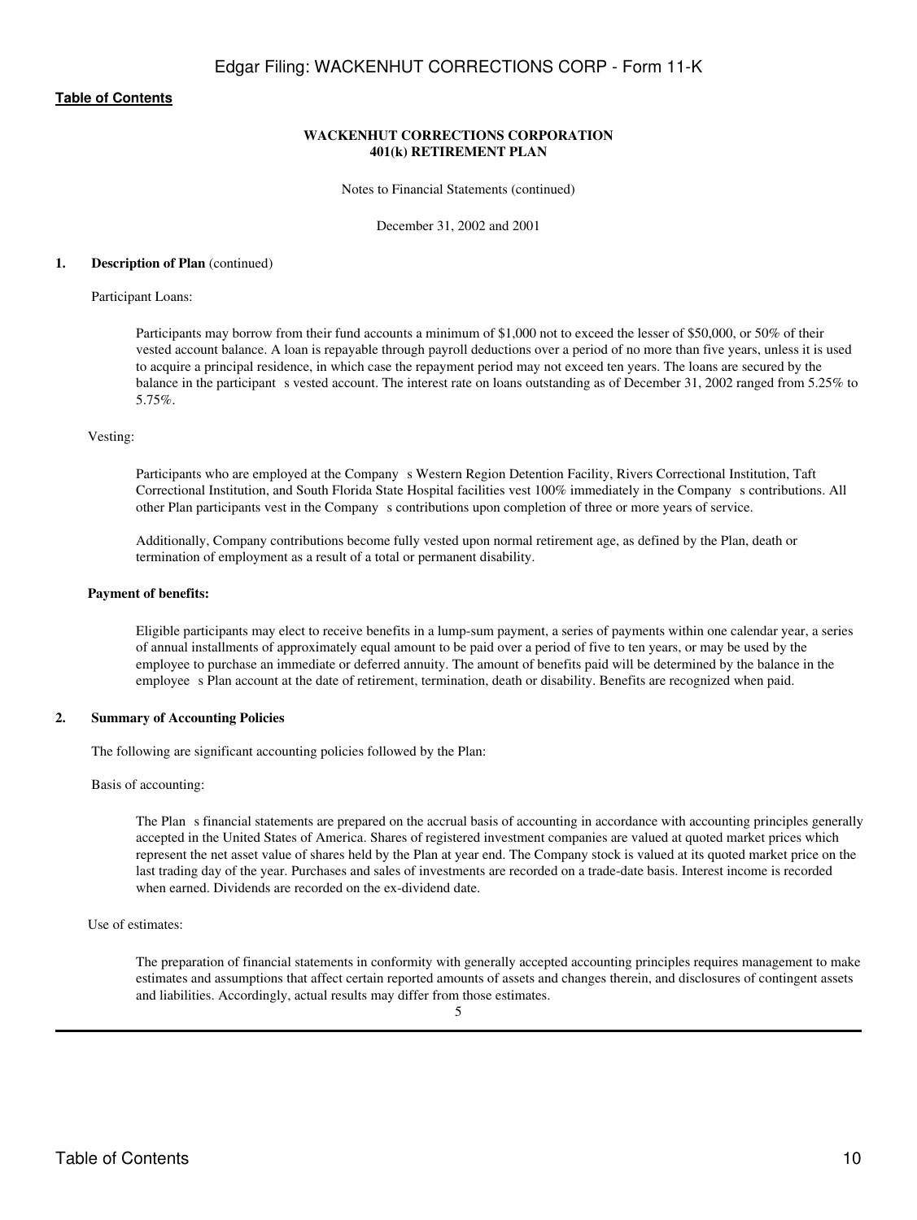**WACKENHUT CORRECTIONS CORPORATION**
**401(k) RETIREMENT PLAN**

Notes to Financial Statements (continued)

December 31, 2002 and 2001

**1. Description of Plan** (continued)

Participant Loans:

Participants may borrow from their fund accounts a minimum of $1,000 not to exceed the lesser of $50,000, or 50% of their vested account balance. A loan is repayable through payroll deductions over a period of no more than five years, unless it is used to acquire a principal residence, in which case the repayment period may not exceed ten years. The loans are secured by the balance in the participant s vested account. The interest rate on loans outstanding as of December 31, 2002 ranged from 5.25% to 5.75%.

Vesting:

Participants who are employed at the Company s Western Region Detention Facility, Rivers Correctional Institution, Taft Correctional Institution, and South Florida State Hospital facilities vest 100% immediately in the Company s contributions. All other Plan participants vest in the Company s contributions upon completion of three or more years of service.

Additionally, Company contributions become fully vested upon normal retirement age, as defined by the Plan, death or termination of employment as a result of a total or permanent disability.

**Payment of benefits:**

Eligible participants may elect to receive benefits in a lump-sum payment, a series of payments within one calendar year, a series of annual installments of approximately equal amount to be paid over a period of five to ten years, or may be used by the employee to purchase an immediate or deferred annuity. The amount of benefits paid will be determined by the balance in the employee s Plan account at the date of retirement, termination, death or disability. Benefits are recognized when paid.

**2. Summary of Accounting Policies**

The following are significant accounting policies followed by the Plan:

Basis of accounting:

The Plan s financial statements are prepared on the accrual basis of accounting in accordance with accounting principles generally accepted in the United States of America. Shares of registered investment companies are valued at quoted market prices which represent the net asset value of shares held by the Plan at year end. The Company stock is valued at its quoted market price on the last trading day of the year. Purchases and sales of investments are recorded on a trade-date basis. Interest income is recorded when earned. Dividends are recorded on the ex-dividend date.

Use of estimates:

The preparation of financial statements in conformity with generally accepted accounting principles requires management to make estimates and assumptions that affect certain reported amounts of assets and changes therein, and disclosures of contingent assets and liabilities. Accordingly, actual results may differ from those estimates.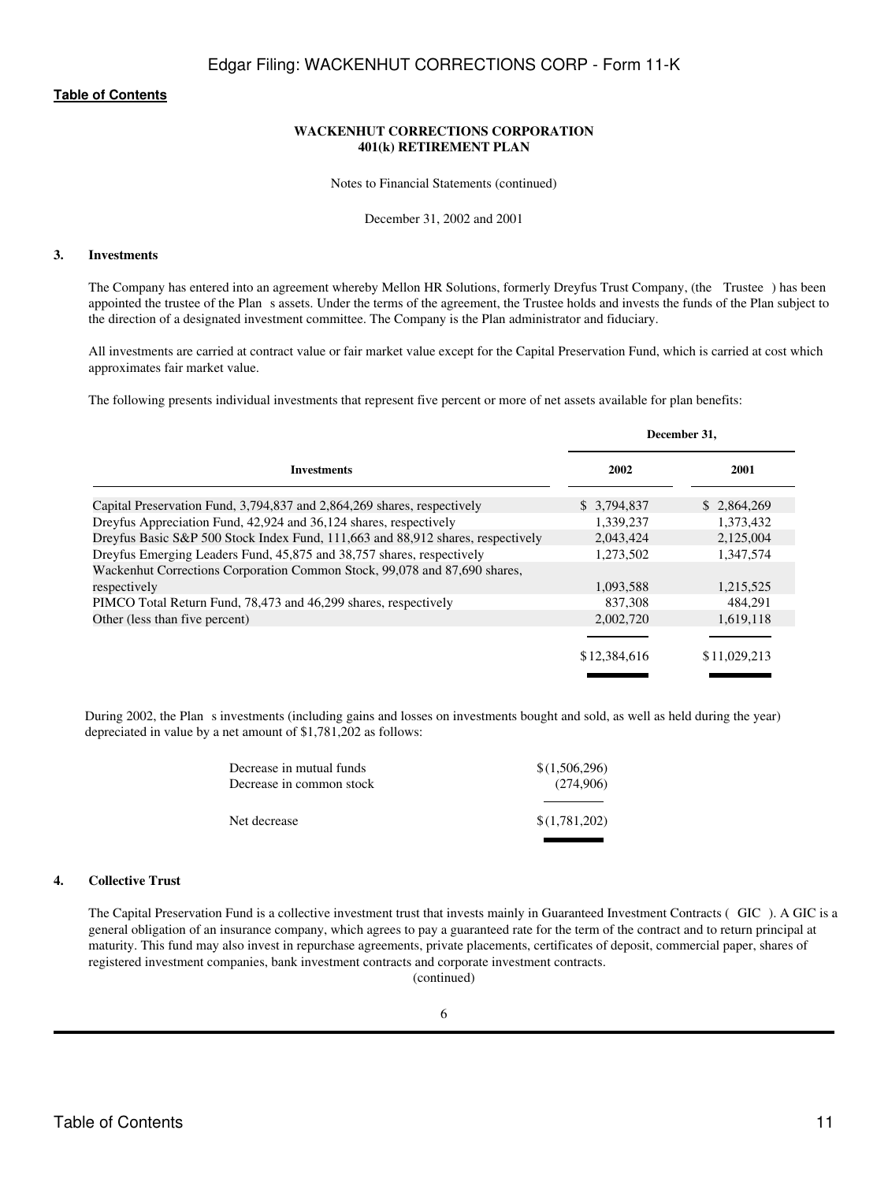**WACKENHUT CORRECTIONS CORPORATION**
**401(k) RETIREMENT PLAN**

Notes to Financial Statements (continued)

December 31, 2002 and 2001

## 3. Investments

The Company has entered into an agreement whereby Mellon HR Solutions, formerly Dreyfus Trust Company, (the Trustee) has been appointed the trustee of the Plan s assets. Under the terms of the agreement, the Trustee holds and invests the funds of the Plan subject to the direction of a designated investment committee. The Company is the Plan administrator and fiduciary.

All investments are carried at contract value or fair market value except for the Capital Preservation Fund, which is carried at cost which approximates fair market value.

The following presents individual investments that represent five percent or more of net assets available for plan benefits:

| Investments | December 31, 2002 | December 31, 2001 |
|---|---|---|
| Capital Preservation Fund, 3,794,837 and 2,864,269 shares, respectively | $ 3,794,837 | $ 2,864,269 |
| Dreyfus Appreciation Fund, 42,924 and 36,124 shares, respectively | 1,339,237 | 1,373,432 |
| Dreyfus Basic S&P 500 Stock Index Fund, 111,663 and 88,912 shares, respectively | 2,043,424 | 2,125,004 |
| Dreyfus Emerging Leaders Fund, 45,875 and 38,757 shares, respectively | 1,273,502 | 1,347,574 |
| Wackenhut Corrections Corporation Common Stock, 99,078 and 87,690 shares, respectively | 1,093,588 | 1,215,525 |
| PIMCO Total Return Fund, 78,473 and 46,299 shares, respectively | 837,308 | 484,291 |
| Other (less than five percent) | 2,002,720 | 1,619,118 |
| | $12,384,616 | $11,029,213 |

During 2002, the Plan s investments (including gains and losses on investments bought and sold, as well as held during the year) depreciated in value by a net amount of $1,781,202 as follows:

| | |
|---|---|
| Decrease in mutual funds | $(1,506,296) |
| Decrease in common stock | (274,906) |
| Net decrease | $(1,781,202) |

## 4. Collective Trust

The Capital Preservation Fund is a collective investment trust that invests mainly in Guaranteed Investment Contracts (GIC). A GIC is a general obligation of an insurance company, which agrees to pay a guaranteed rate for the term of the contract and to return principal at maturity. This fund may also invest in repurchase agreements, private placements, certificates of deposit, commercial paper, shares of registered investment companies, bank investment contracts and corporate investment contracts.

(continued)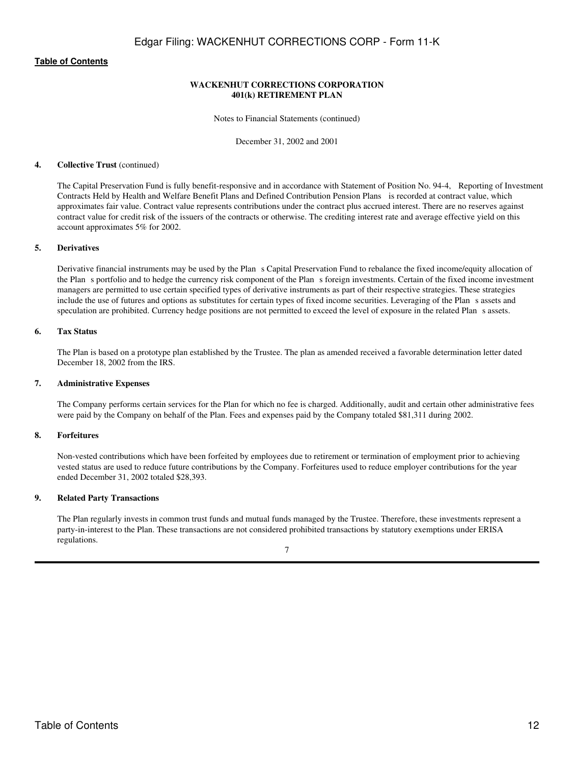**WACKENHUT CORRECTIONS CORPORATION**
**401(k) RETIREMENT PLAN**

Notes to Financial Statements (continued)

December 31, 2002 and 2001

**4. Collective Trust** (continued)

The Capital Preservation Fund is fully benefit-responsive and in accordance with Statement of Position No. 94-4, Reporting of Investment Contracts Held by Health and Welfare Benefit Plans and Defined Contribution Pension Plans is recorded at contract value, which approximates fair value. Contract value represents contributions under the contract plus accrued interest. There are no reserves against contract value for credit risk of the issuers of the contracts or otherwise. The crediting interest rate and average effective yield on this account approximates 5% for 2002.

**5. Derivatives**

Derivative financial instruments may be used by the Plan s Capital Preservation Fund to rebalance the fixed income/equity allocation of the Plan s portfolio and to hedge the currency risk component of the Plan s foreign investments. Certain of the fixed income investment managers are permitted to use certain specified types of derivative instruments as part of their respective strategies. These strategies include the use of futures and options as substitutes for certain types of fixed income securities. Leveraging of the Plan s assets and speculation are prohibited. Currency hedge positions are not permitted to exceed the level of exposure in the related Plan s assets.

**6. Tax Status**

The Plan is based on a prototype plan established by the Trustee. The plan as amended received a favorable determination letter dated December 18, 2002 from the IRS.

**7. Administrative Expenses**

The Company performs certain services for the Plan for which no fee is charged. Additionally, audit and certain other administrative fees were paid by the Company on behalf of the Plan. Fees and expenses paid by the Company totaled $81,311 during 2002.

**8. Forfeitures**

Non-vested contributions which have been forfeited by employees due to retirement or termination of employment prior to achieving vested status are used to reduce future contributions by the Company. Forfeitures used to reduce employer contributions for the year ended December 31, 2002 totaled $28,393.

**9. Related Party Transactions**

The Plan regularly invests in common trust funds and mutual funds managed by the Trustee. Therefore, these investments represent a party-in-interest to the Plan. These transactions are not considered prohibited transactions by statutory exemptions under ERISA regulations.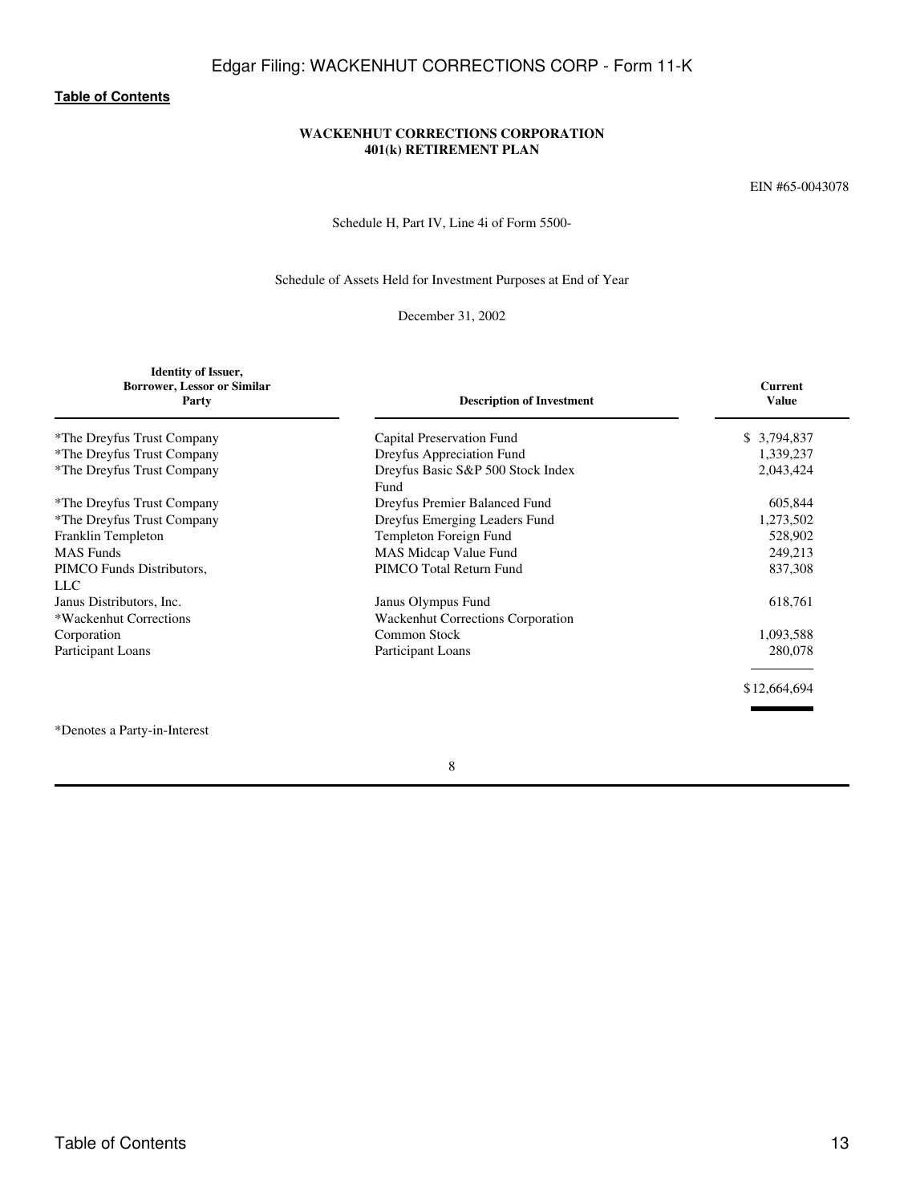**WACKENHUT CORRECTIONS CORPORATION**
**401(k) RETIREMENT PLAN**

EIN #65-0043078

Schedule H, Part IV, Line 4i of Form 5500-

Schedule of Assets Held for Investment Purposes at End of Year

December 31, 2002

| Identity of Issuer, Borrower, Lessor or Similar Party | Description of Investment | Current Value |
|---|---|---|
| *The Dreyfus Trust Company | Capital Preservation Fund | $ 3,794,837 |
| *The Dreyfus Trust Company | Dreyfus Appreciation Fund | 1,339,237 |
| *The Dreyfus Trust Company | Dreyfus Basic S&P 500 Stock Index Fund | 2,043,424 |
| *The Dreyfus Trust Company | Dreyfus Premier Balanced Fund | 605,844 |
| *The Dreyfus Trust Company | Dreyfus Emerging Leaders Fund | 1,273,502 |
| Franklin Templeton | Templeton Foreign Fund | 528,902 |
| MAS Funds | MAS Midcap Value Fund | 249,213 |
| PIMCO Funds Distributors, LLC | PIMCO Total Return Fund | 837,308 |
| Janus Distributors, Inc. | Janus Olympus Fund | 618,761 |
| *Wackenhut Corrections Corporation | Wackenhut Corrections Corporation Common Stock | 1,093,588 |
| Participant Loans | Participant Loans | 280,078 |
| | | $12,664,694 |

*Denotes a Party-in-Interest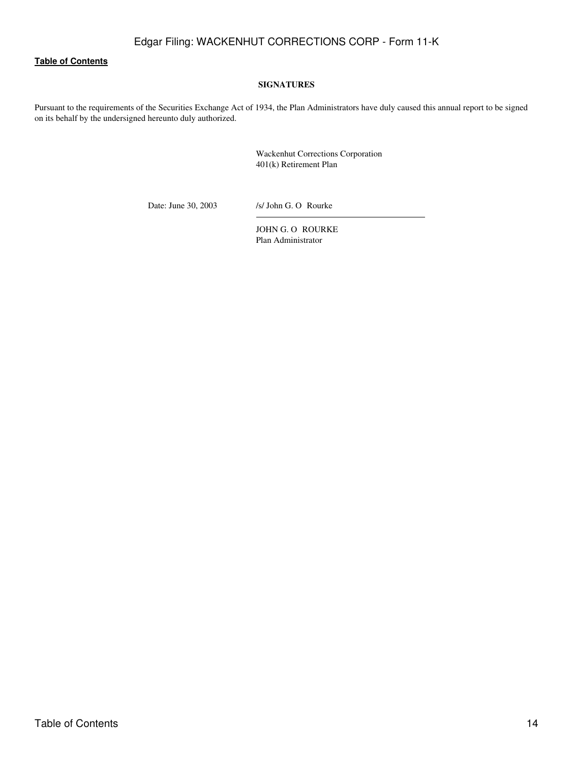**SIGNATURES**

Pursuant to the requirements of the Securities Exchange Act of 1934, the Plan Administrators have duly caused this annual report to be signed on its behalf by the undersigned hereunto duly authorized.

Wackenhut Corrections Corporation
401(k) Retirement Plan

Date: June 30, 2003

/s/ John G. O Rourke

JOHN G. O ROURKE
Plan Administrator